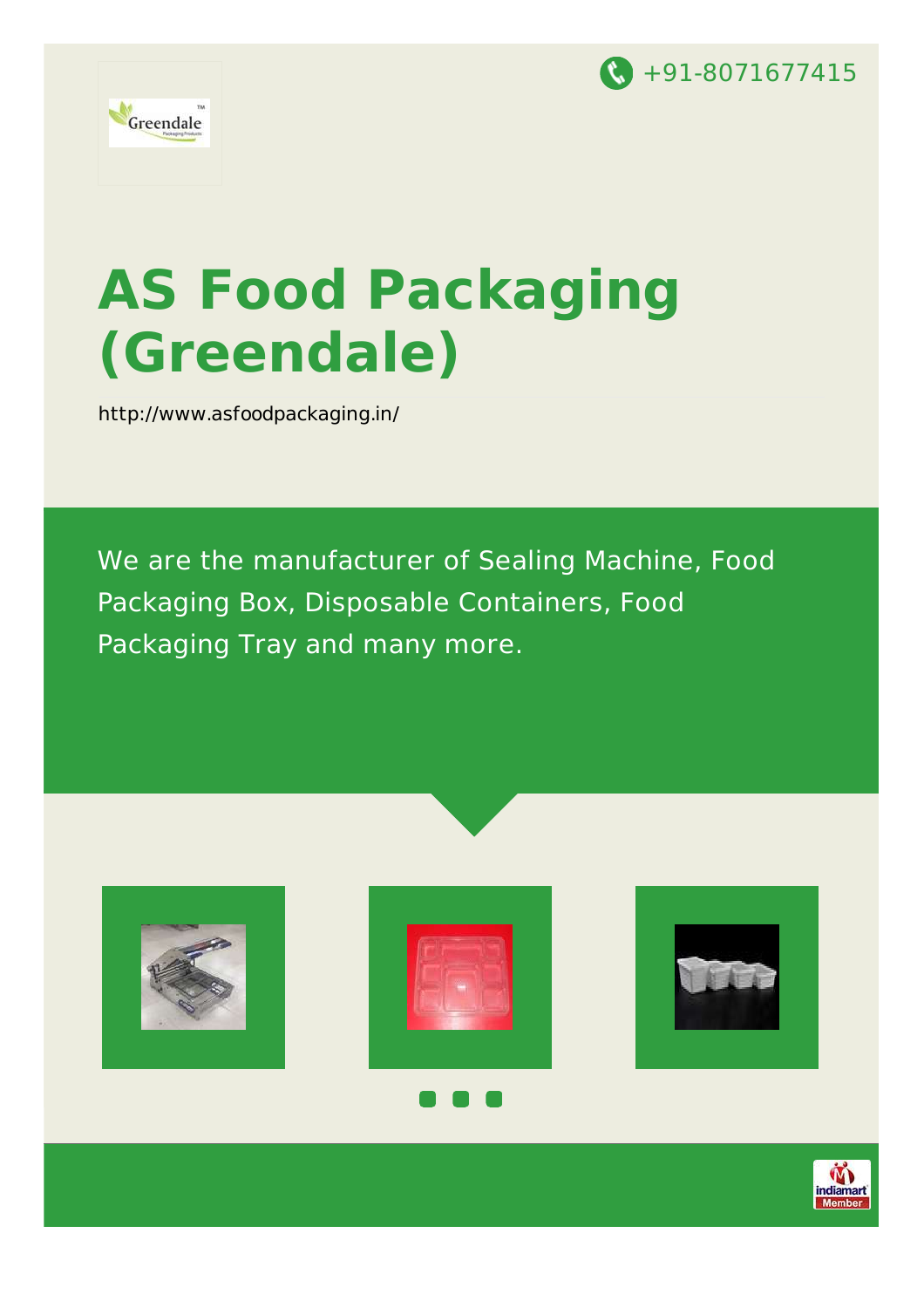+91-8071677415

# AS Food Packaging (Greendale)

http://www.asfoodpackaging.in/

We are the manufacturer of Sealing Machine, Food Packaging Box, Disposable Containers, Food Packaging Tray and many more.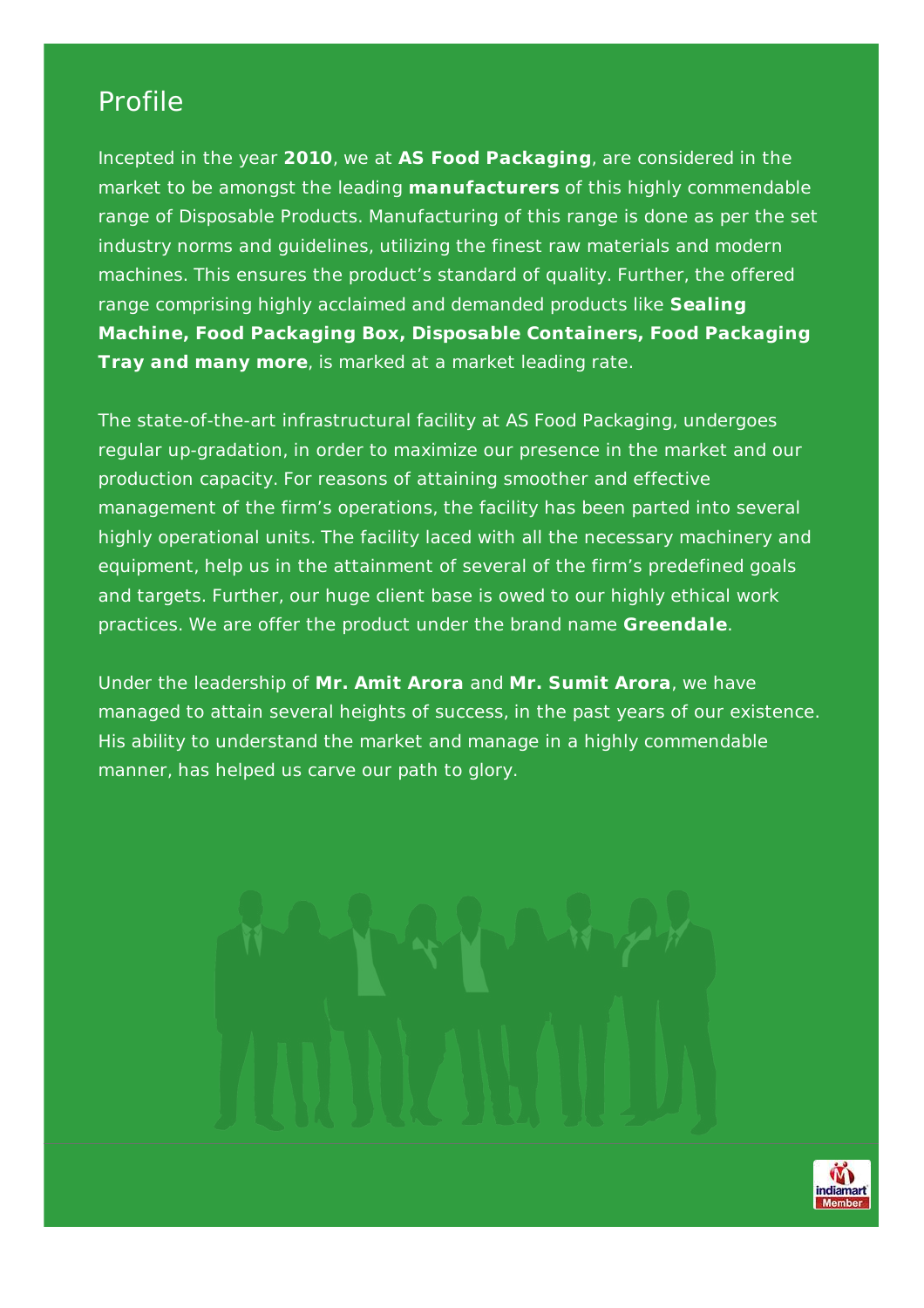# Profile

Incepted in the year **2010**, we at **AS Food Packaging**, are considered in the market to be amongst the leading **manufacturers** of this highly commendable range of Disposable Products. Manufacturing of this range is done as per the set industry norms and guidelines, utilizing the finest raw materials and modern machines. This ensures the product's standard of quality. Further, the offered range comprising highly acclaimed and demanded products like **Sealing Machine, Food Packaging Box, Disposable Containers, Food Packaging Tray and many more**, is marked at a market leading rate.

The state-of-the-art infrastructural facility at AS Food Packaging, undergoes regular up-gradation, in order to maximize our presence in the market and our production capacity. For reasons of attaining smoother and effective management of the firm's operations, the facility has been parted into several highly operational units. The facility laced with all the necessary machinery and equipment, help us in the attainment of several of the firm's predefined goals and targets. Further, our huge client base is owed to our highly ethical work practices. We are offer the product under the brand name **Greendale**.

Under the leadership of **Mr. Amit Arora** and **Mr. Sumit Arora**, we have managed to attain several heights of success, in the past years of our existence. His ability to understand the market and manage in a highly commendable manner, has helped us carve our path to glory.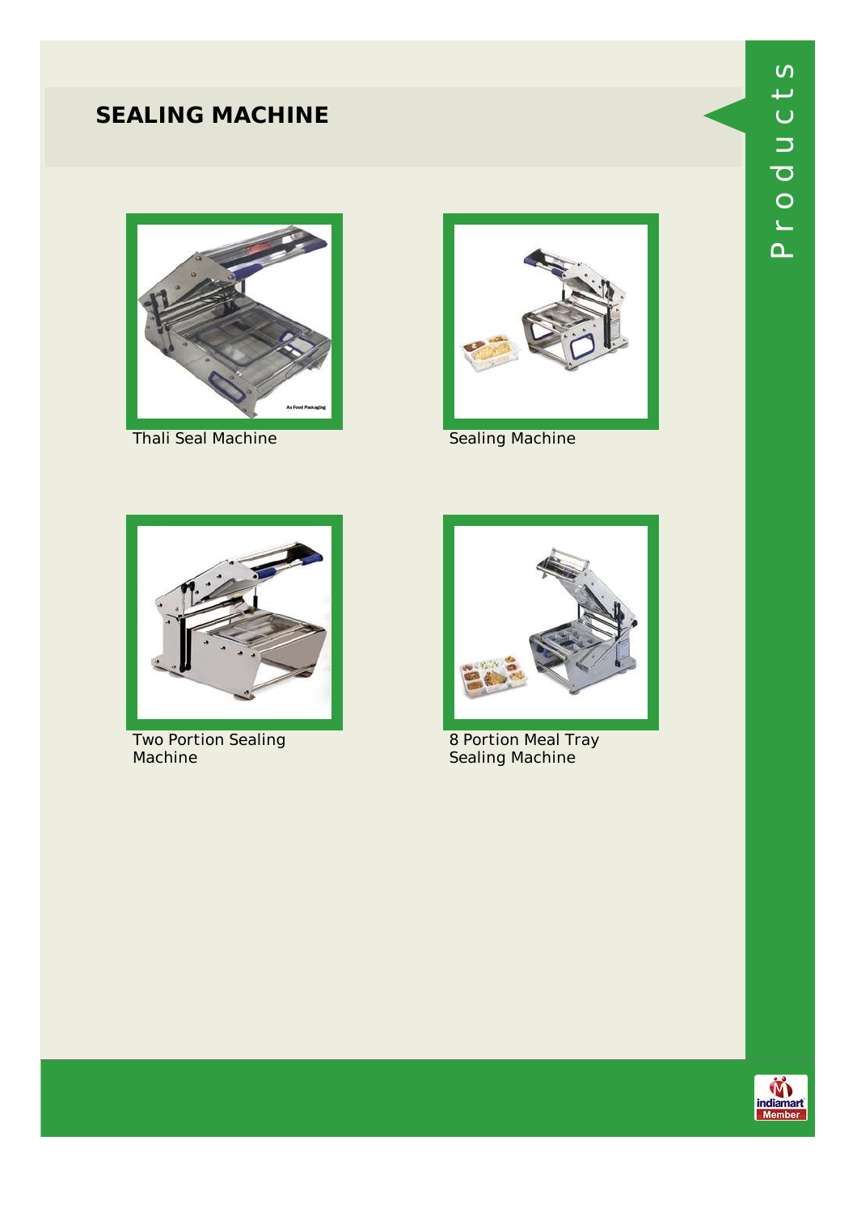# SEALING MACHINE

Thali Seal Machine

Sealing Machine

Two Portion Sealing Machine

8 Portion Meal Tray Sealing Machine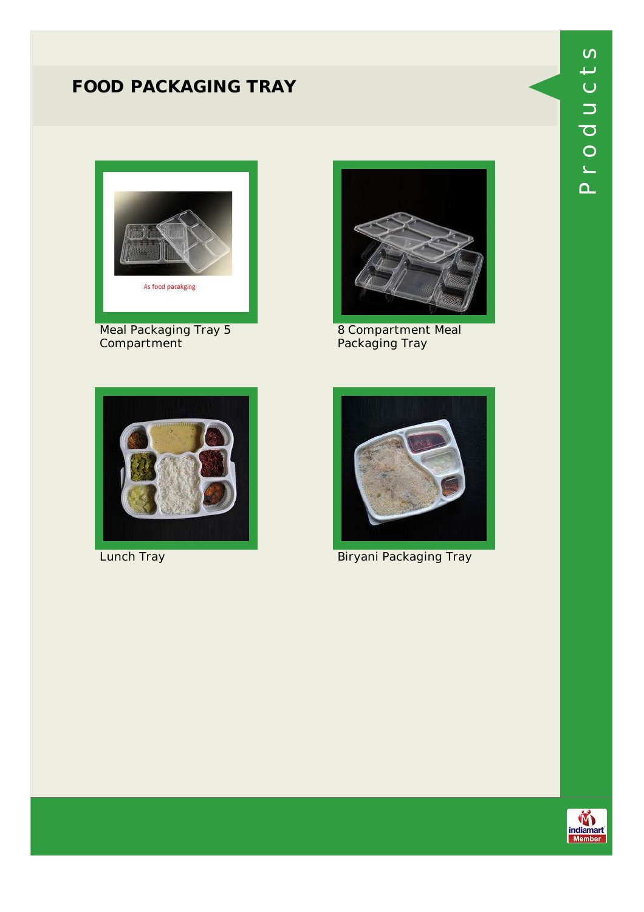# FOOD PACKAGING TRAY

Meal Packaging Tray 5 Compartment

8 Compartment Meal Packaging Tray

Lunch Tray

Biryani Packaging Tray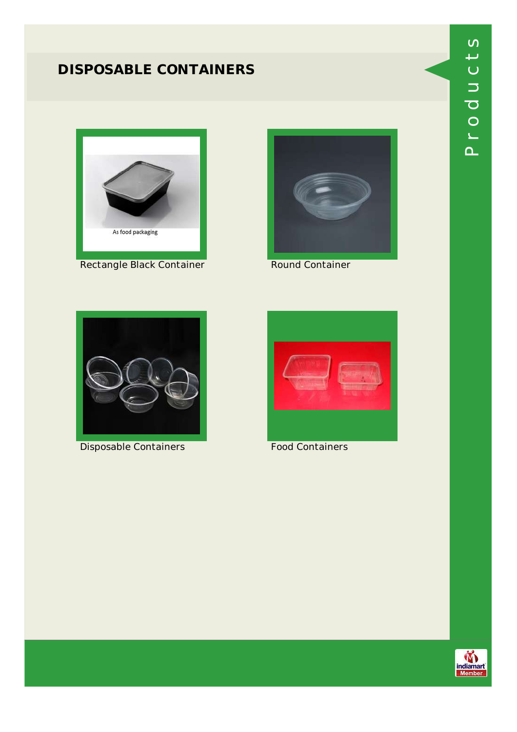## DISPOSABLE CONTAINERS

Rectangle Black Container

Round Container

Disposable Containers

Food Containers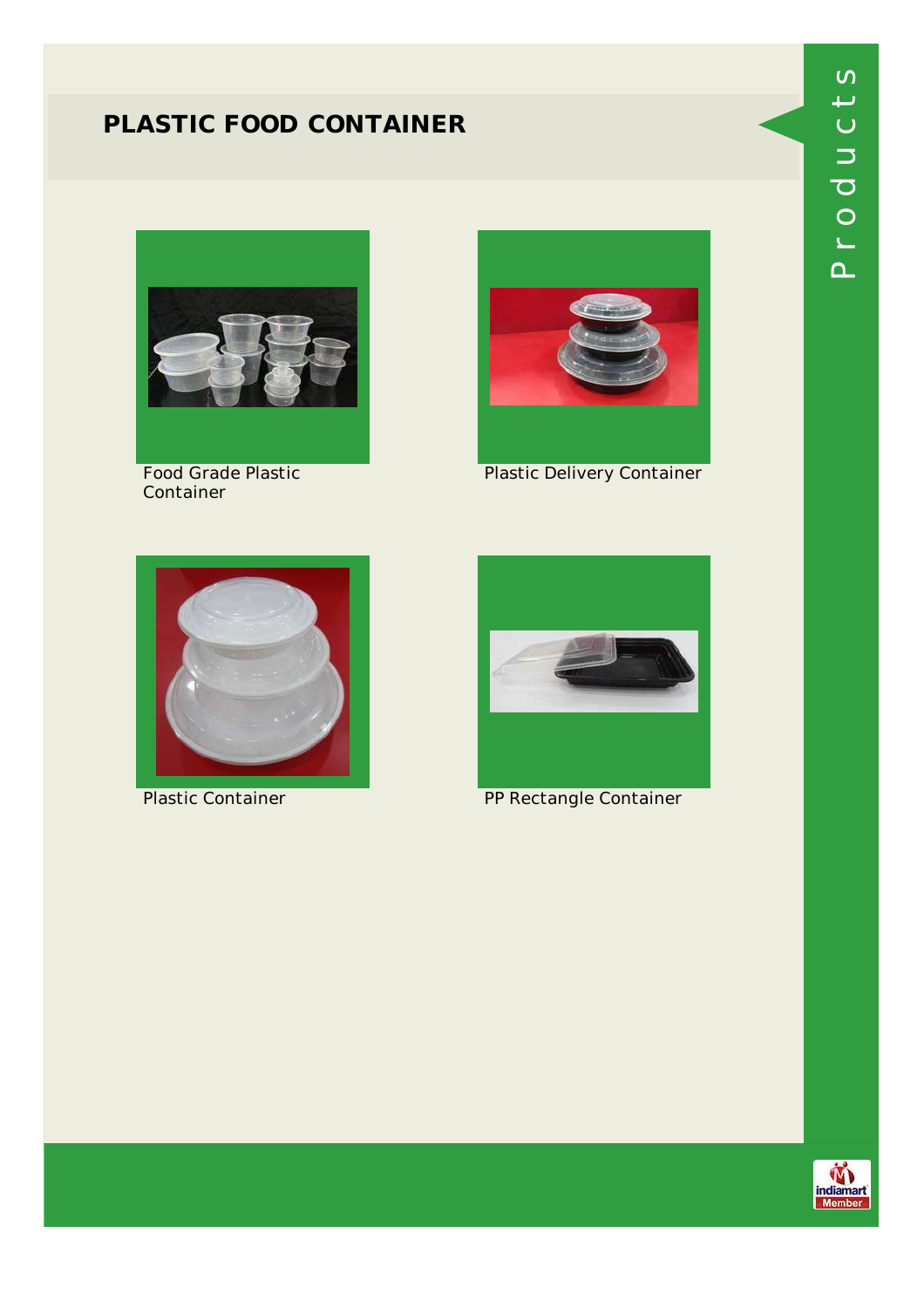# PLASTIC FOOD CONTAINER

Food Grade Plastic Container

Plastic Delivery Container

Plastic Container

PP Rectangle Container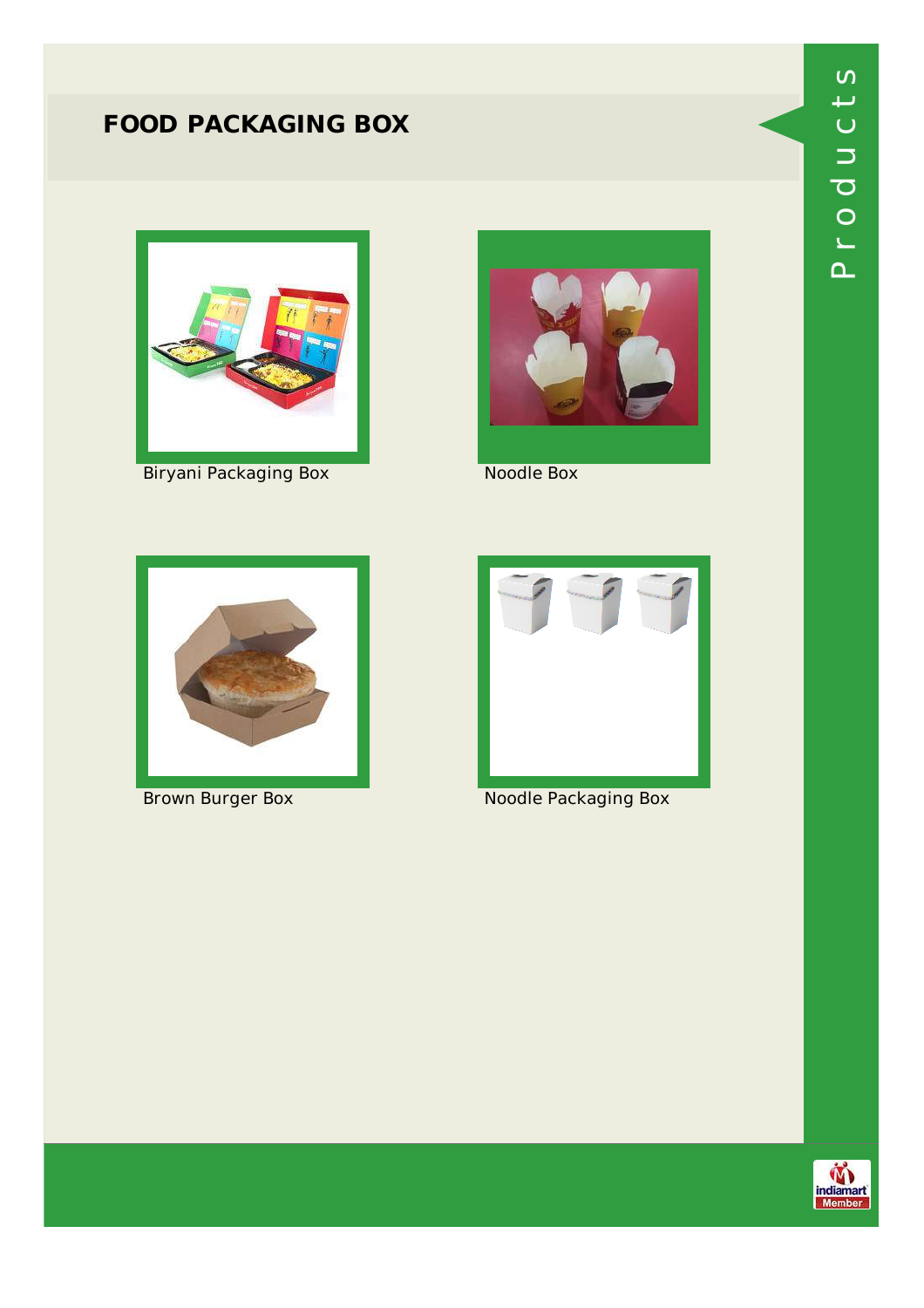# FOOD PACKAGING BOX

Biryani Packaging Box

Noodle Box

Brown Burger Box

Noodle Packaging Box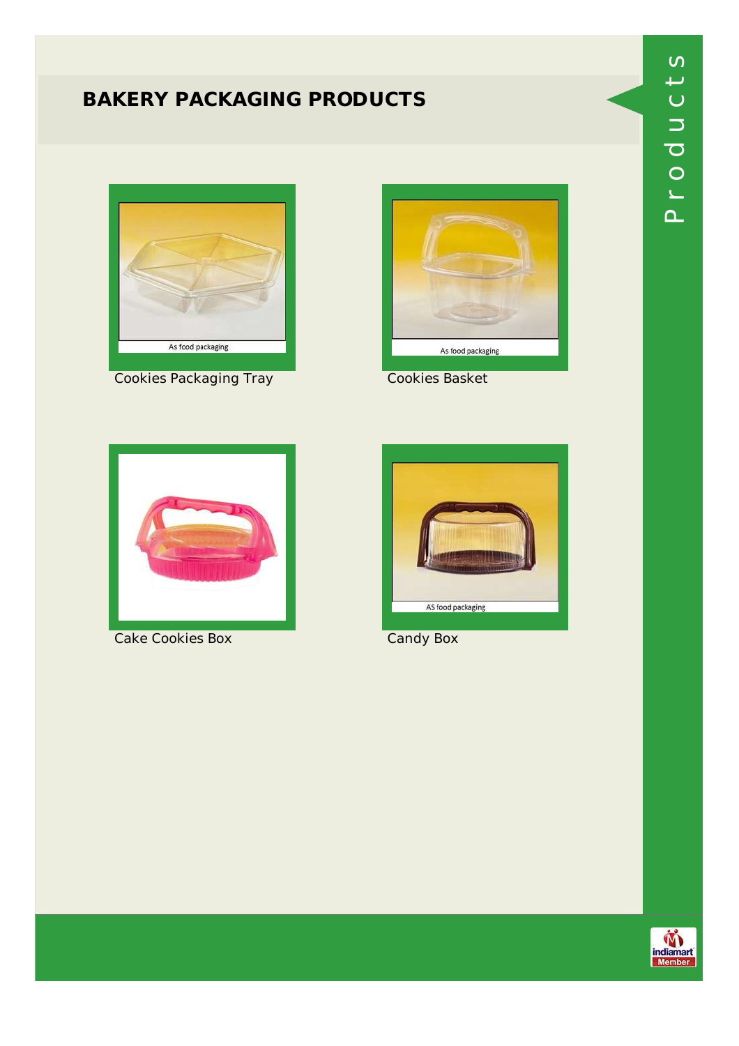# BAKERY PACKAGING PRODUCTS

As food packaging

Cookies Packaging Tray

As food packaging

Cookies Basket

Cake Cookies Box

AS food packaging

Candy Box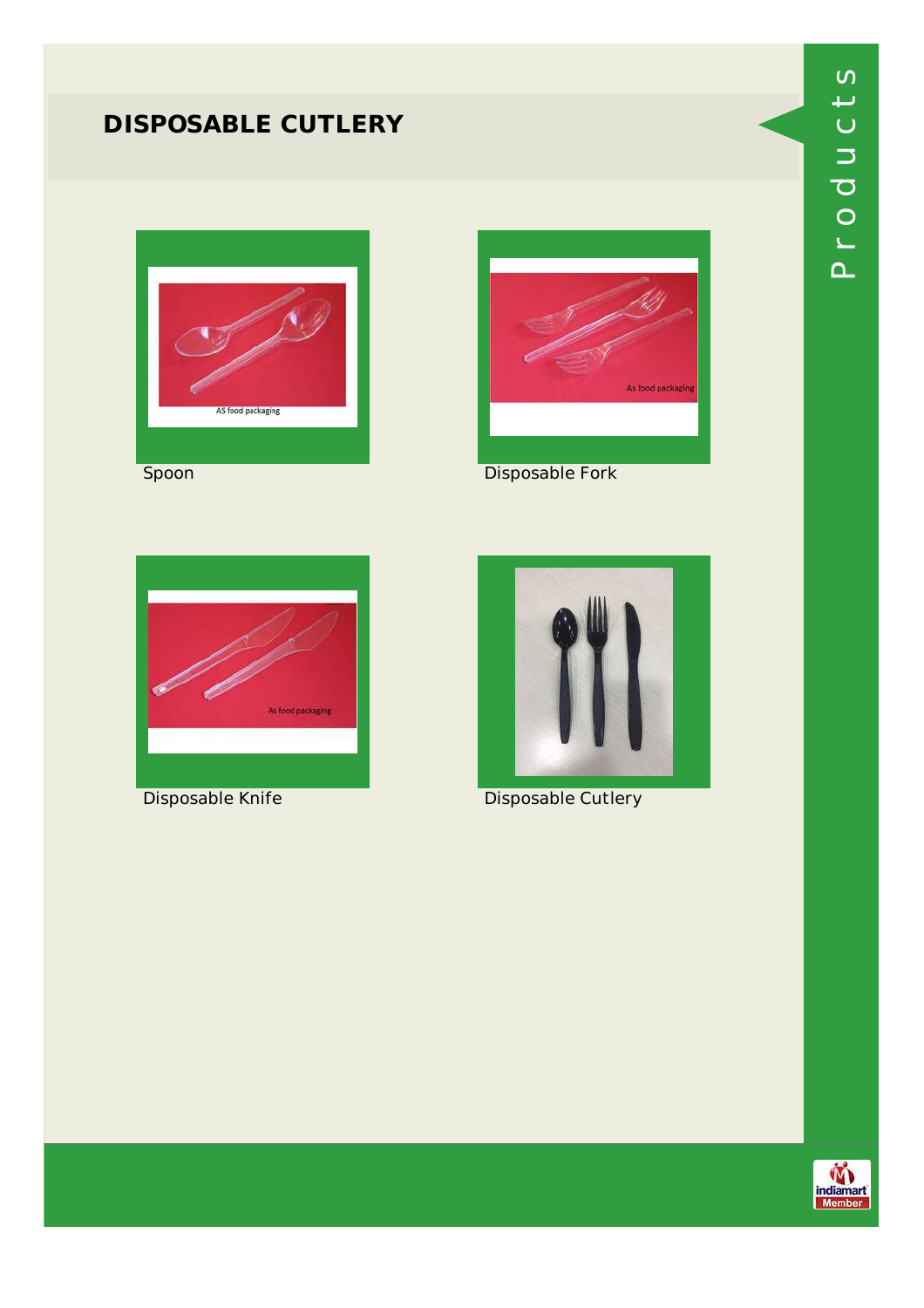# DISPOSABLE CUTLERY

Spoon

Disposable Fork

Disposable Knife

Disposable Cutlery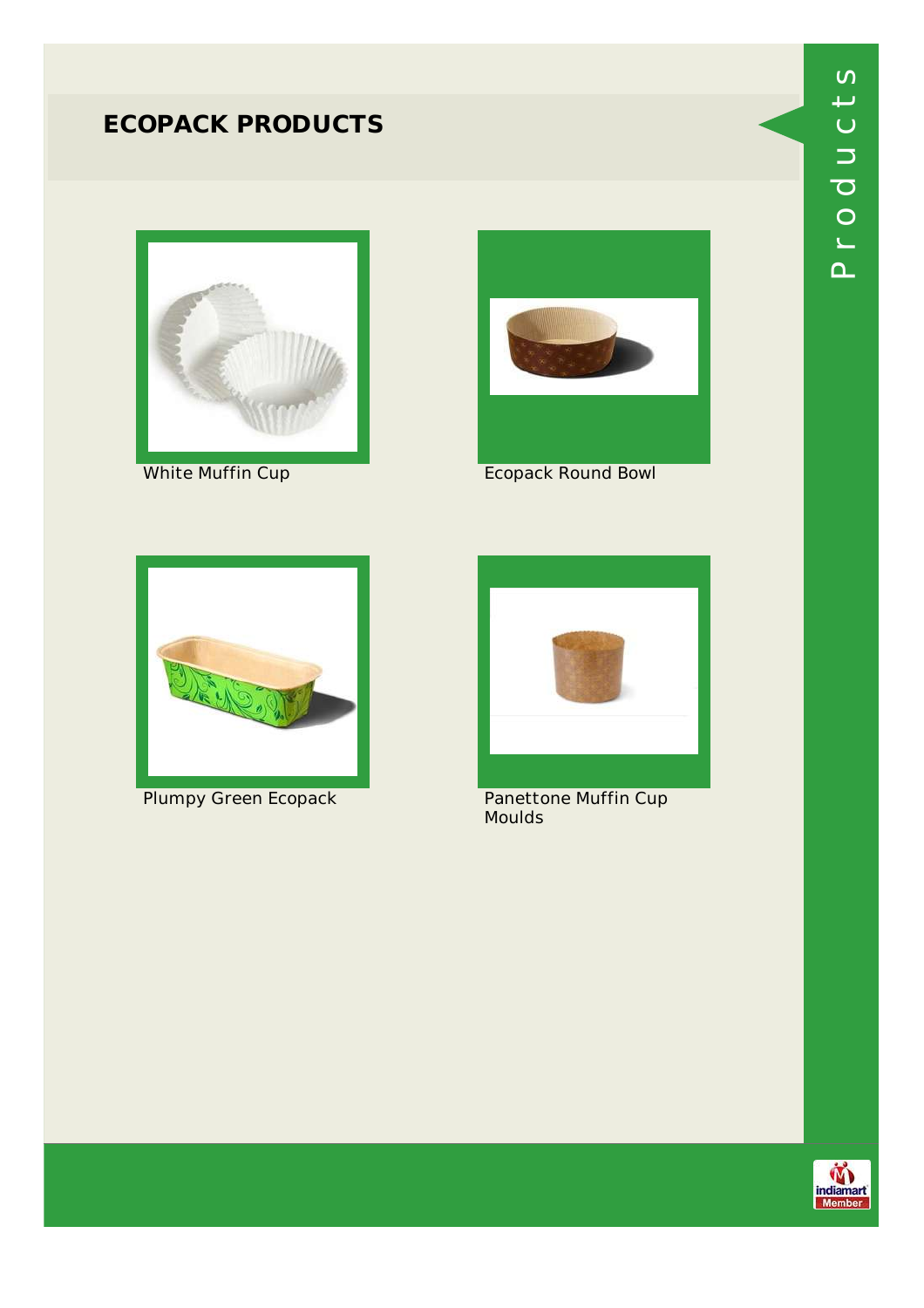# ECOPACK PRODUCTS

White Muffin Cup

Ecopack Round Bowl

Plumpy Green Ecopack

Panettone Muffin Cup Moulds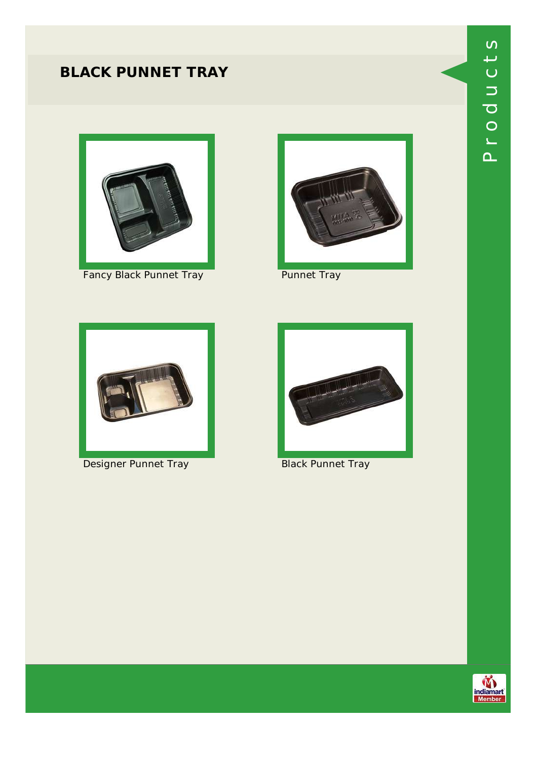## BLACK PUNNET TRAY

Fancy Black Punnet Tray

Punnet Tray

Designer Punnet Tray

Black Punnet Tray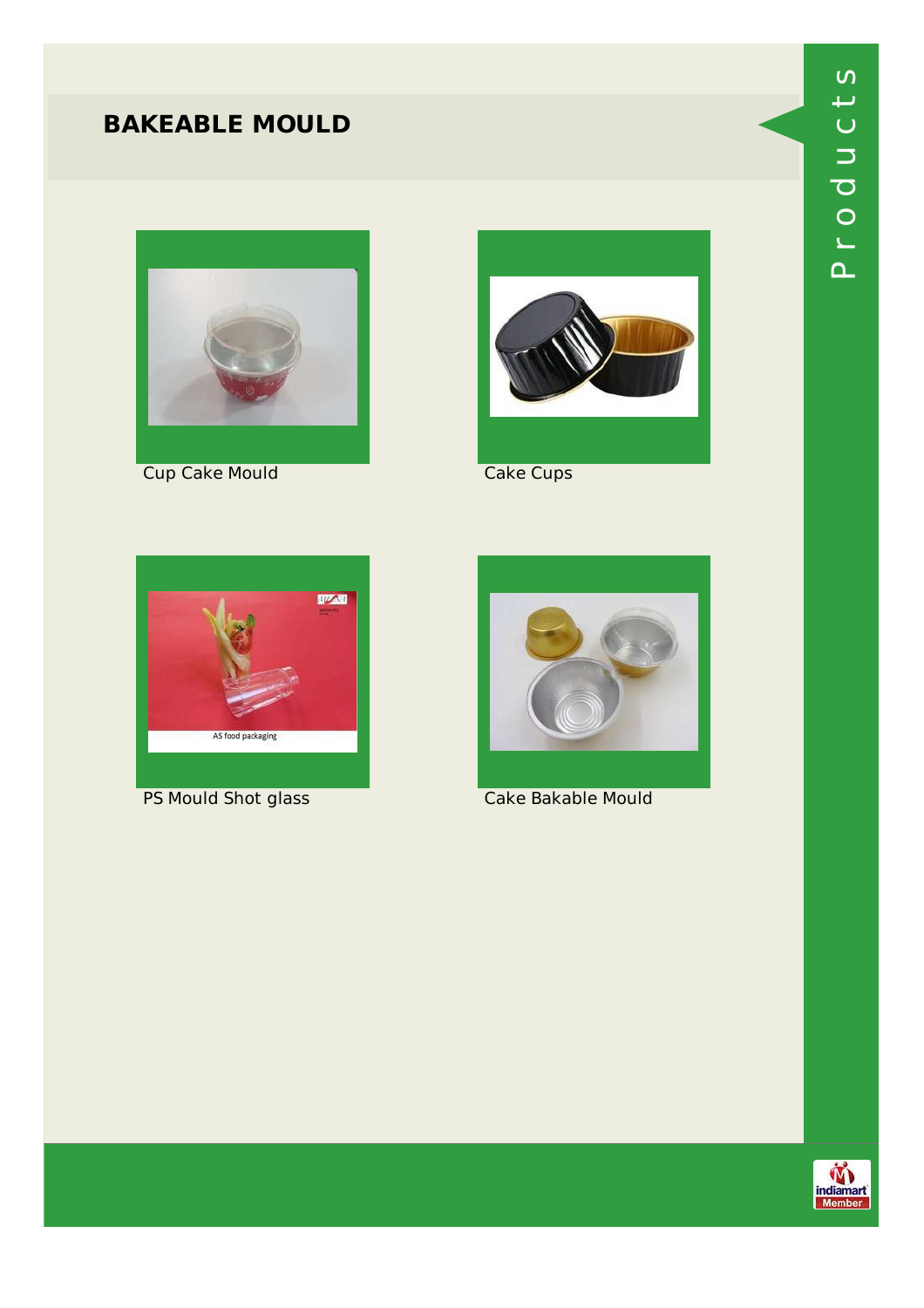## BAKEABLE MOULD

Cup Cake Mould

Cake Cups

PS Mould Shot glass

Cake Bakable Mould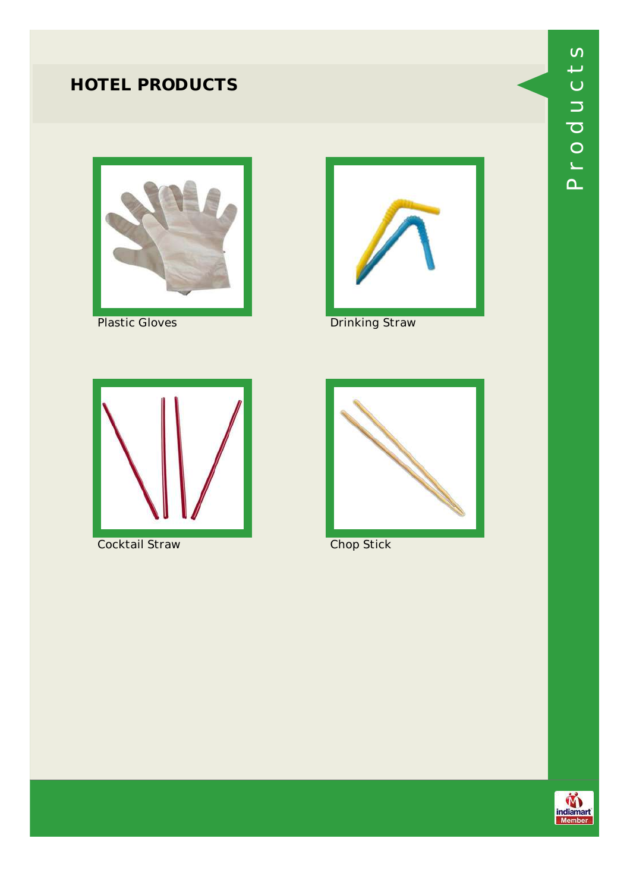## HOTEL PRODUCTS

Plastic Gloves

Drinking Straw

Cocktail Straw

Chop Stick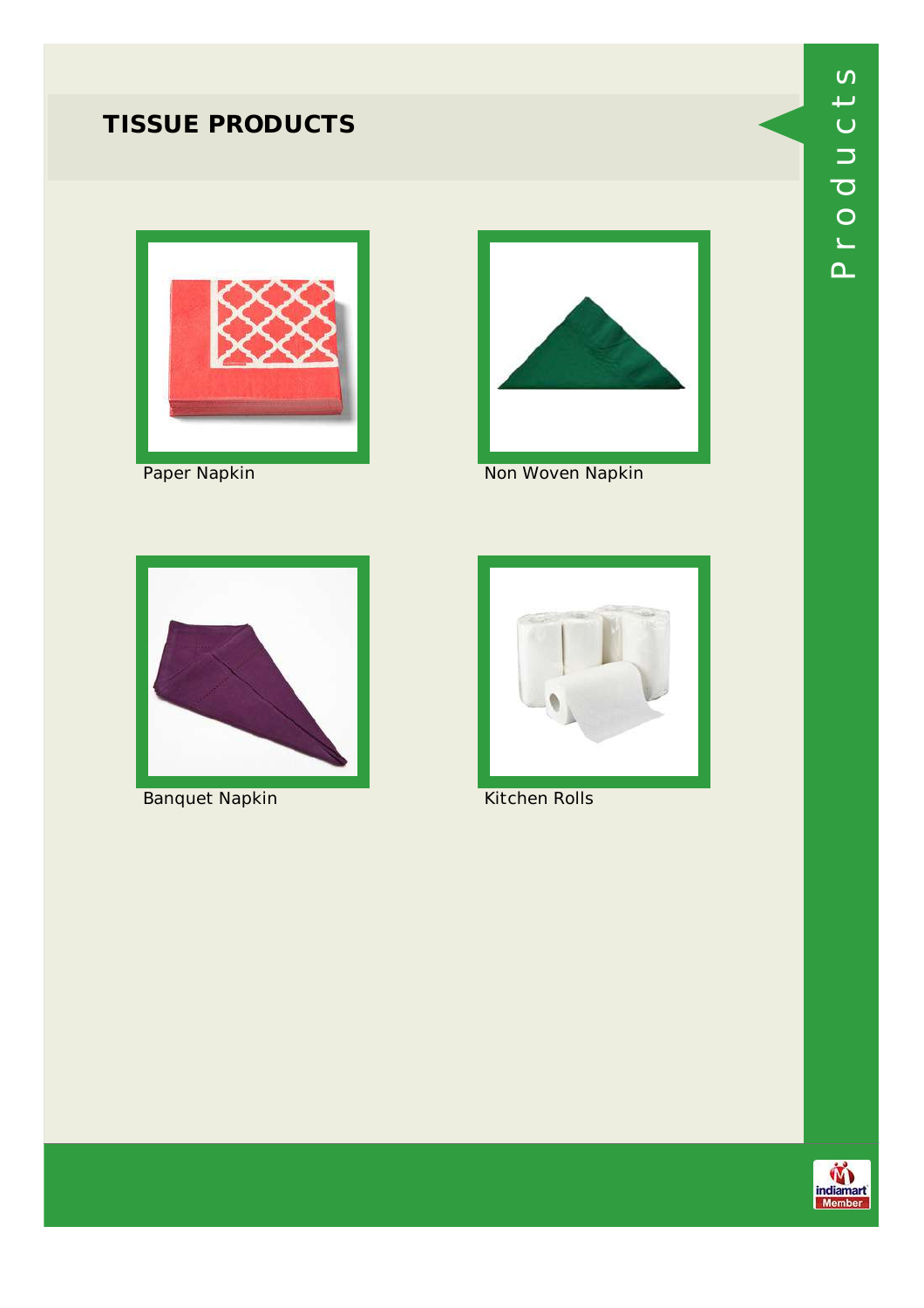## TISSUE PRODUCTS

Paper Napkin

Non Woven Napkin

Banquet Napkin

Kitchen Rolls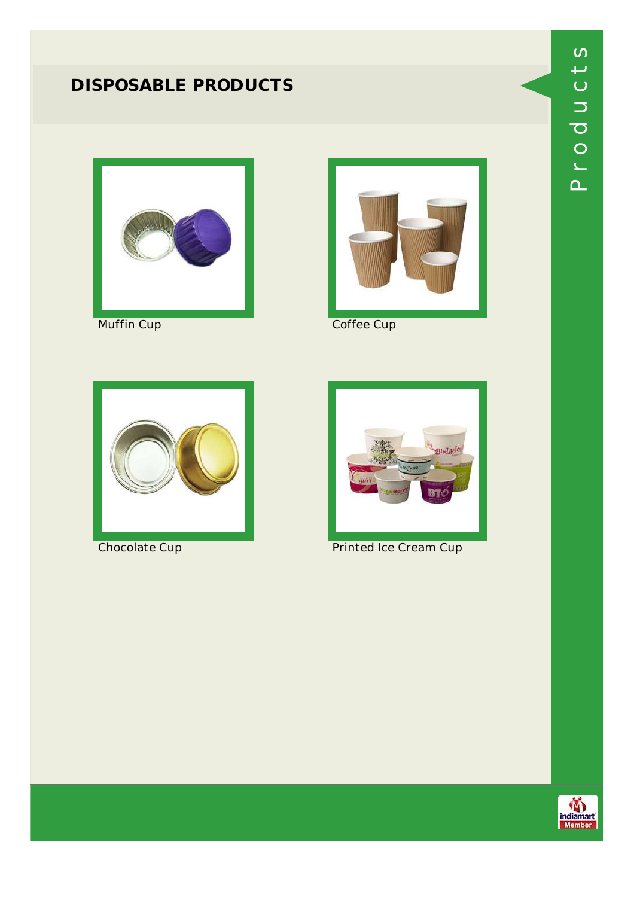# DISPOSABLE PRODUCTS

Muffin Cup

Coffee Cup

Chocolate Cup

Printed Ice Cream Cup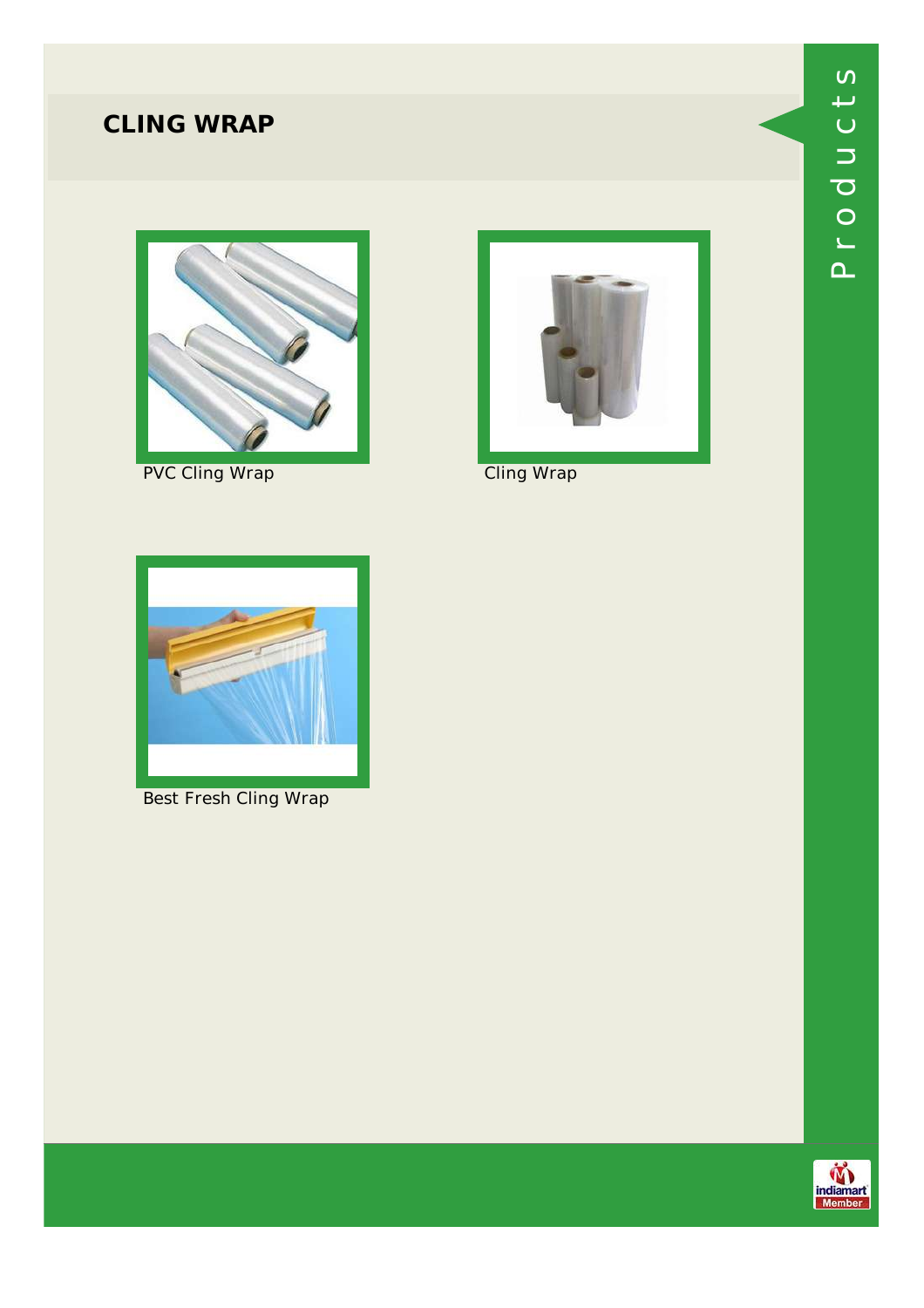## CLING WRAP

PVC Cling Wrap

Cling Wrap

Best Fresh Cling Wrap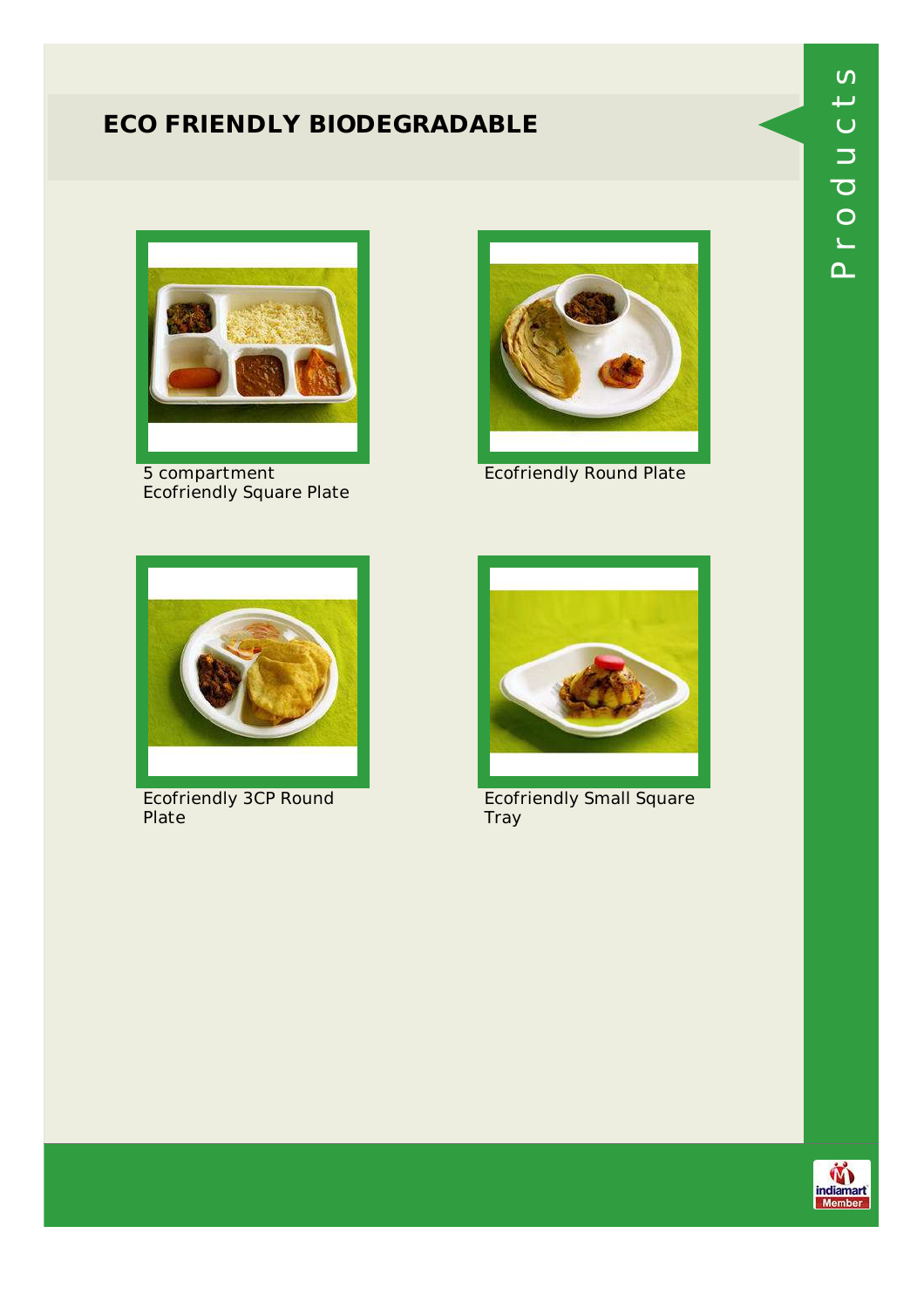## ECO FRIENDLY BIODEGRADABLE

5 compartment Ecofriendly Square Plate

Ecofriendly Round Plate

Ecofriendly 3CP Round Plate

Ecofriendly Small Square Tray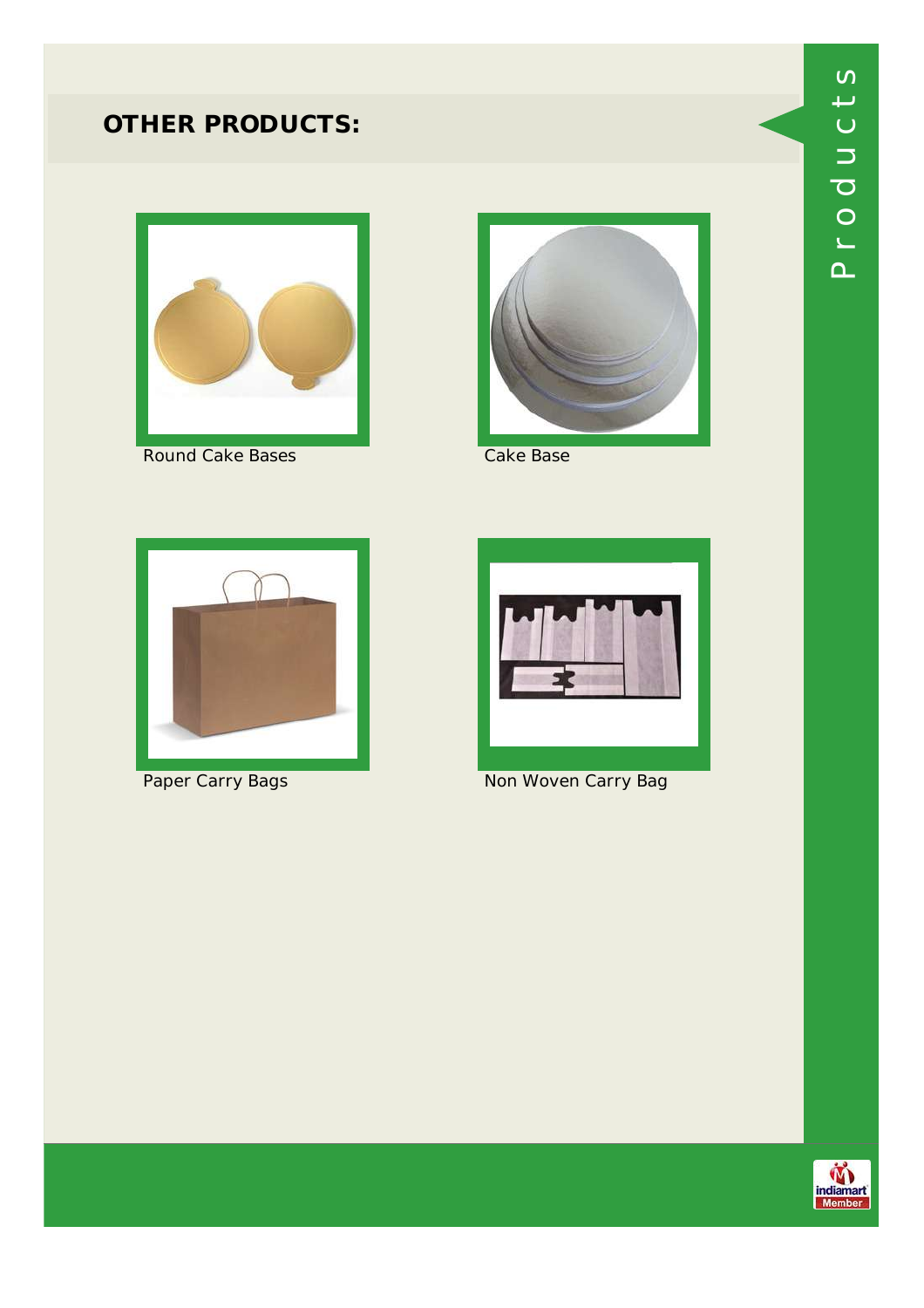## OTHER PRODUCTS:

Round Cake Bases

Cake Base

Paper Carry Bags

Non Woven Carry Bag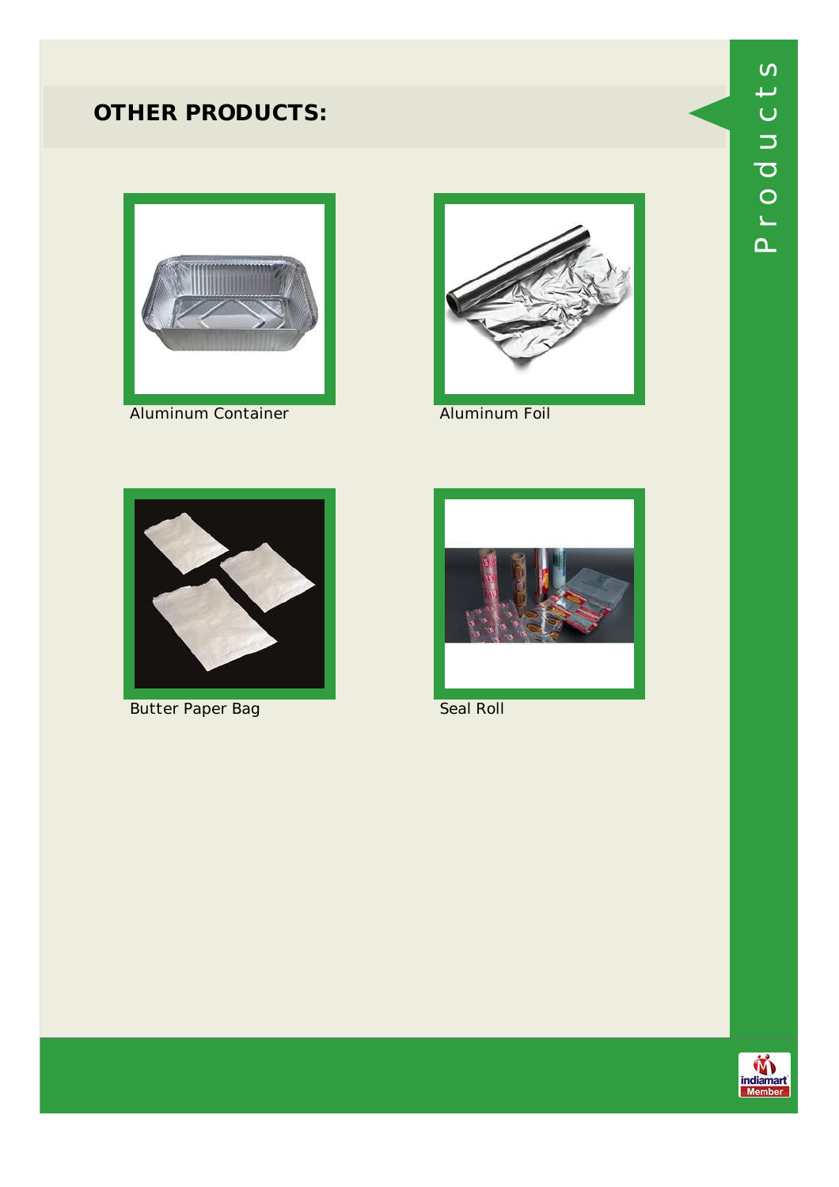## OTHER PRODUCTS:

Aluminum Container

Aluminum Foil

Butter Paper Bag

Seal Roll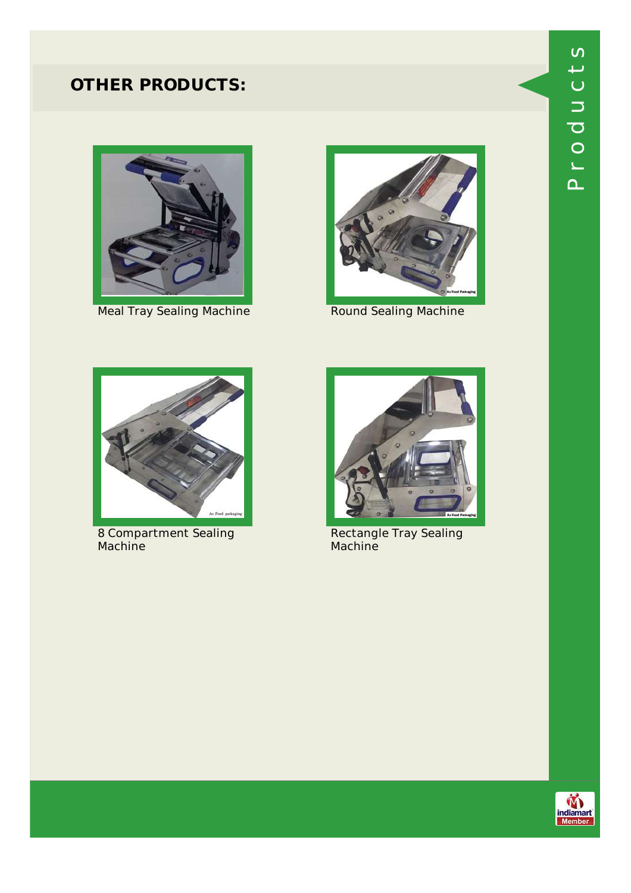## OTHER PRODUCTS:

Meal Tray Sealing Machine

Round Sealing Machine

8 Compartment Sealing Machine

Rectangle Tray Sealing Machine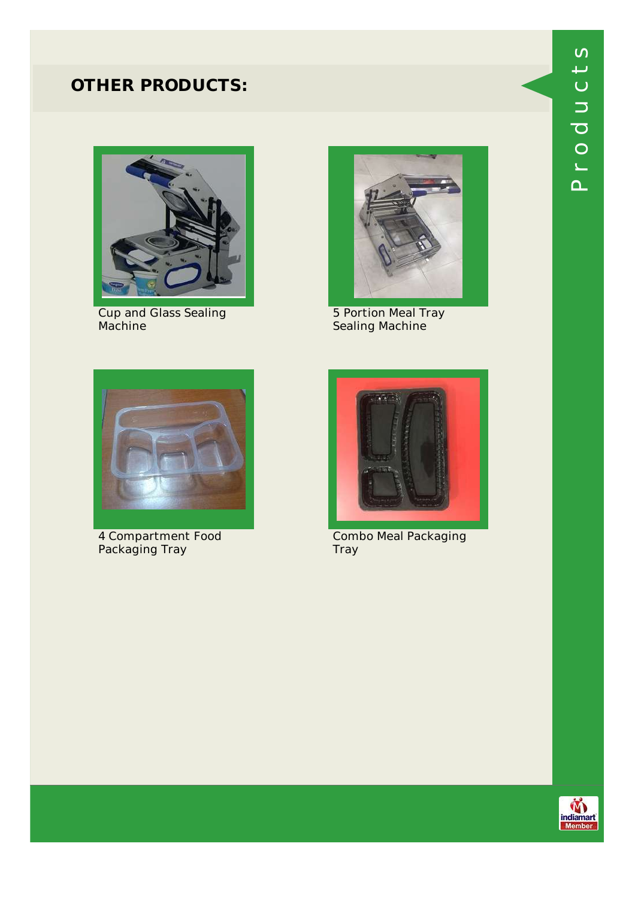## OTHER PRODUCTS:

Cup and Glass Sealing Machine

5 Portion Meal Tray Sealing Machine

4 Compartment Food Packaging Tray

Combo Meal Packaging Tray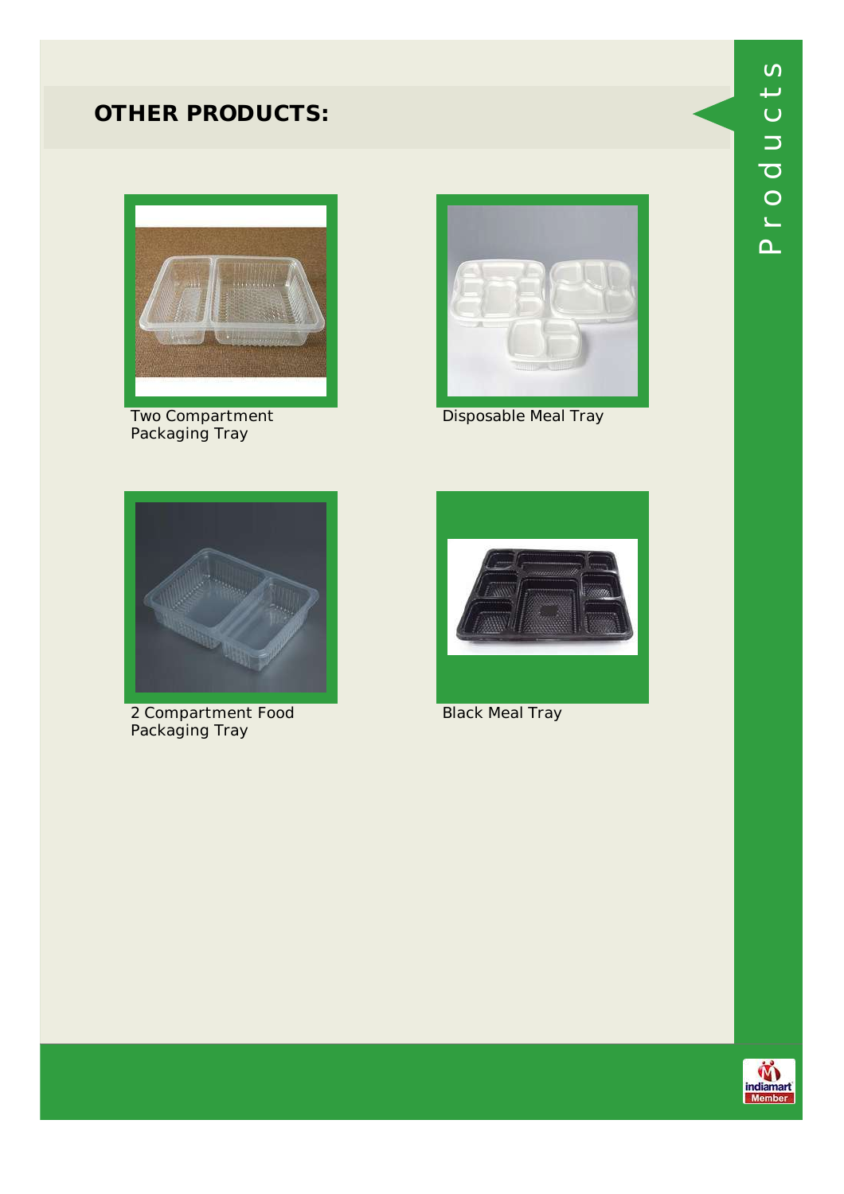## OTHER PRODUCTS:

Two Compartment Packaging Tray

Disposable Meal Tray

2 Compartment Food Packaging Tray

Black Meal Tray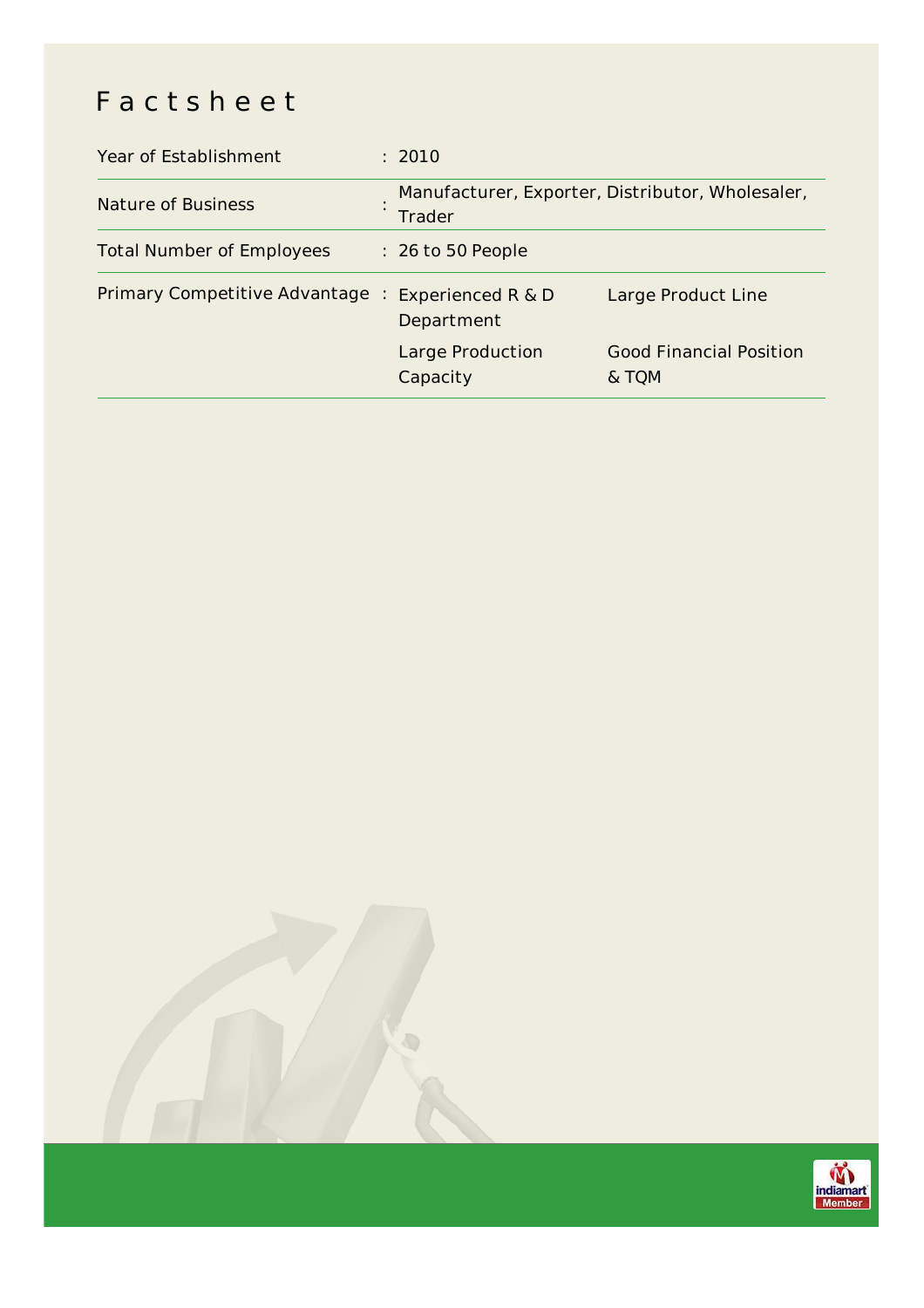# Factsheet

| | | | |
|---|---|---|---|
| Year of Establishment | : | 2010 | |
| Nature of Business | : | Manufacturer, Exporter, Distributor, Wholesaler, Trader | |
| Total Number of Employees | : | 26 to 50 People | |
| Primary Competitive Advantage | : | Experienced R & D Department | Large Product Line |
| | | Large Production Capacity | Good Financial Position & TQM |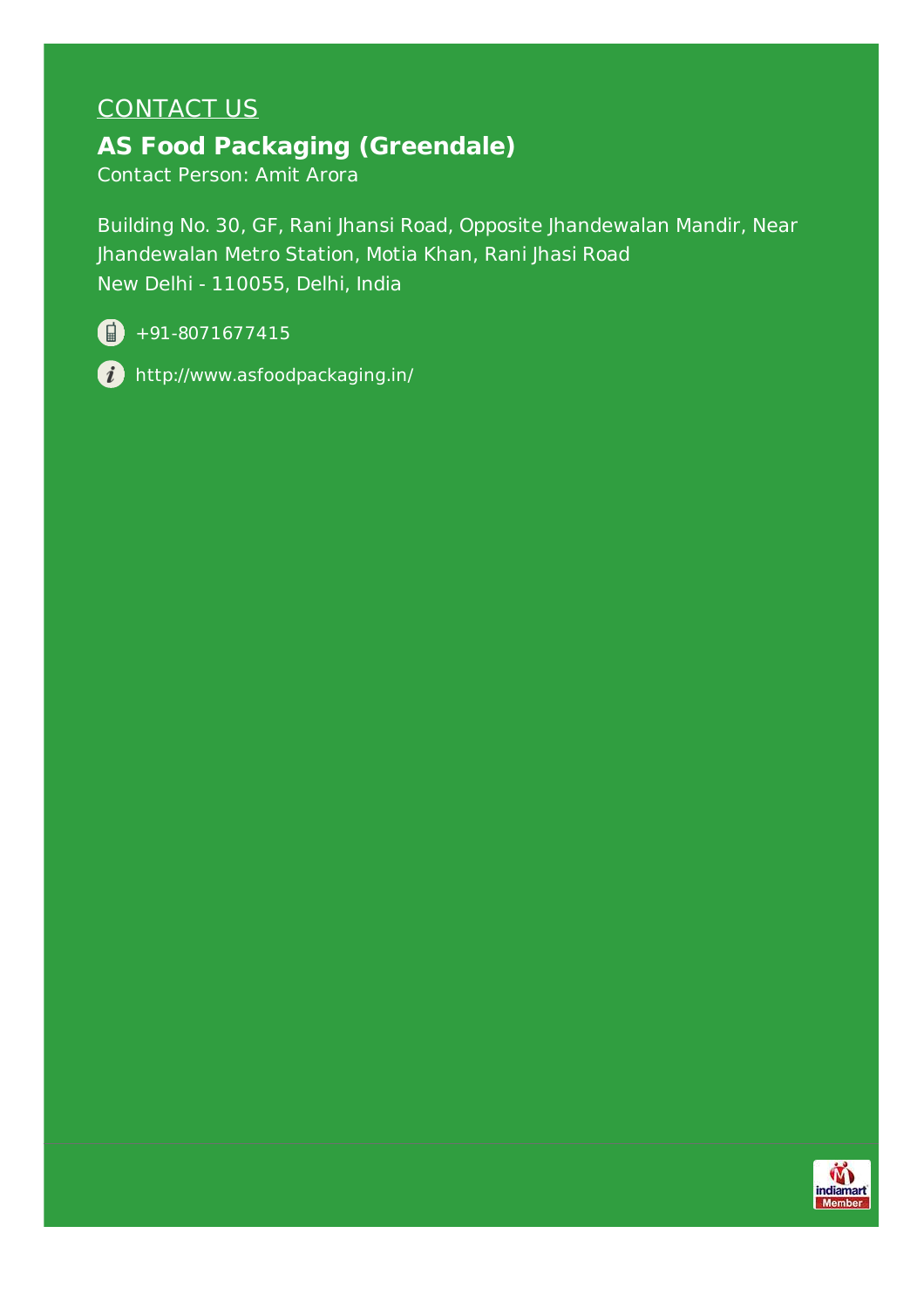## CONTACT US

### AS Food Packaging (Greendale)

Contact Person: Amit Arora

Building No. 30, GF, Rani Jhansi Road, Opposite Jhandewalan Mandir, Near Jhandewalan Metro Station, Motia Khan, Rani Jhasi Road
New Delhi - 110055, Delhi, India

+91-8071677415

http://www.asfoodpackaging.in/